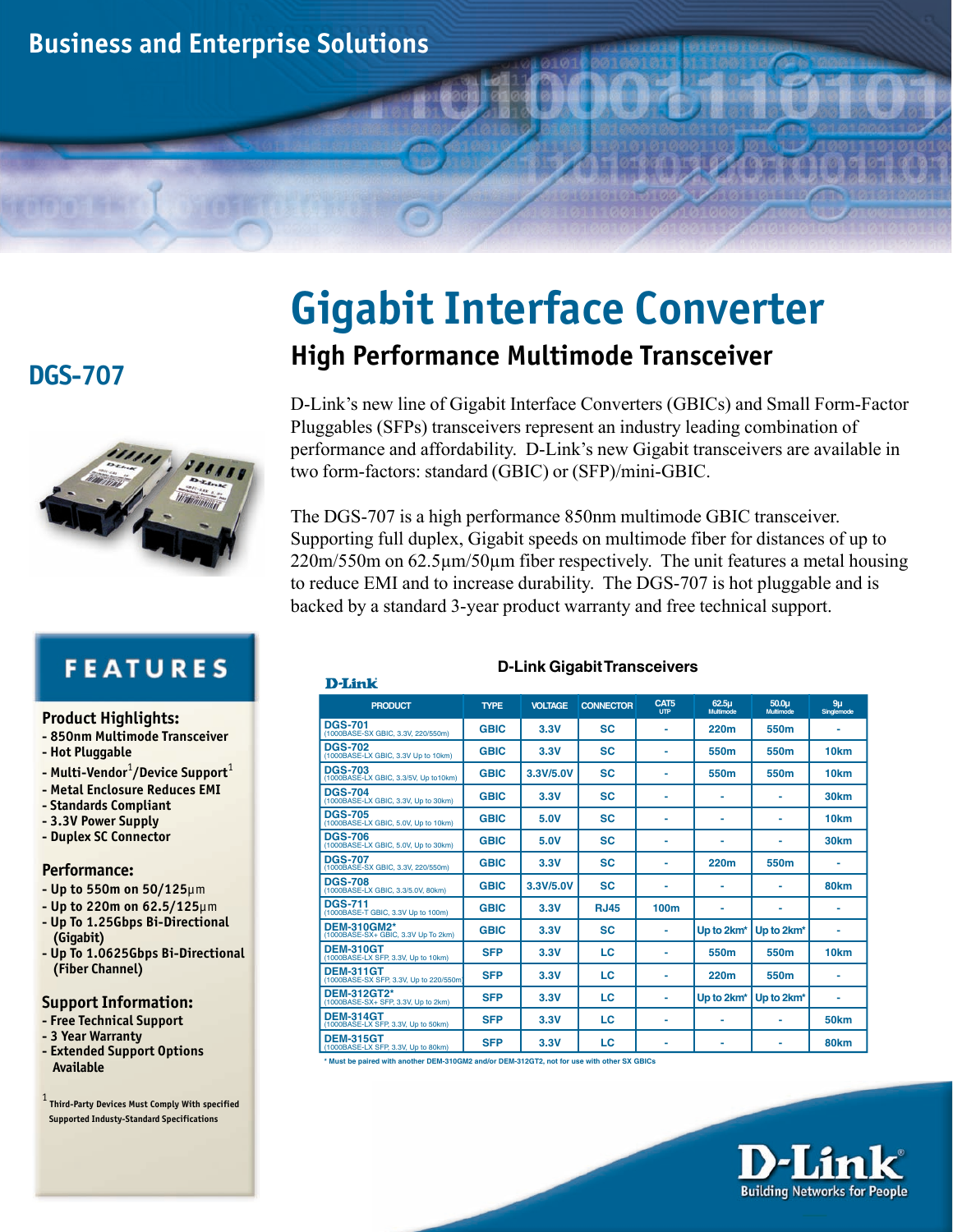Business and Enterprise Solutions

# Gigabit Interface Converter

## High Performance Multimode Transceiver

## DGS-707

D-Link's new line of Gigabit Interface Converters (GBICs) and Small Form-Factor Pluggables (SFPs) transceivers represent an industry leading combination of performance and affordability. D-Link's new Gigabit transceivers are available in two form-factors: standard (GBIC) or (SFP)/mini-GBIC.

The DGS-707 is a high performance 850nm multimode GBIC transceiver. Supporting full duplex, Gigabit speeds on multimode fiber for distances of up to 220m/550m on 62.5µm/50µm fiber respectively. The unit features a metal housing to reduce EMI and to increase durability. The DGS-707 is hot pluggable and is backed by a standard 3-year product warranty and free technical support.

## FEATURES

**Product Highlights:**
- 850nm Multimode Transceiver
- Hot Pluggable
- Multi-Vendor[1]/Device Support[1]
- Metal Enclosure Reduces EMI
- Standards Compliant
- 3.3V Power Supply
- Duplex SC Connector

**Performance:**
- Up to 550m on 50/125µm
- Up to 220m on 62.5/125µm
- Up To 1.25Gbps Bi-Directional (Gigabit)
- Up To 1.0625Gbps Bi-Directional (Fiber Channel)

**Support Information:**
- Free Technical Support
- 3 Year Warranty
- Extended Support Options Available

[1] Third-Party Devices Must Comply With specified Supported Industy-Standard Specifications

### D-Link Gigabit Transceivers

| PRODUCT | TYPE | VOLTAGE | CONNECTOR | CAT5 UTP | 62.5µ Multimode | 50.0µ Multimode | 9µ Singlemode |
|---|---|---|---|---|---|---|---|
| **DGS-701** (1000BASE-SX GBIC, 3.3V, 220/550m) | GBIC | 3.3V | SC | - | 220m | 550m | - |
| **DGS-702** (1000BASE-LX GBIC, 3.3V Up to 10km) | GBIC | 3.3V | SC | - | 550m | 550m | 10km |
| **DGS-703** (1000BASE-LX GBIC, 3.3/5V, Up to10km) | GBIC | 3.3V/5.0V | SC | - | 550m | 550m | 10km |
| **DGS-704** (1000BASE-LX GBIC, 3.3V, Up to 30km) | GBIC | 3.3V | SC | - | - | - | 30km |
| **DGS-705** (1000BASE-LX GBIC, 5.0V, Up to 10km) | GBIC | 5.0V | SC | - | - | - | 10km |
| **DGS-706** (1000BASE-LX GBIC, 5.0V, Up to 30km) | GBIC | 5.0V | SC | - | - | - | 30km |
| **DGS-707** (1000BASE-SX GBIC, 3.3V, 220/550m) | GBIC | 3.3V | SC | - | 220m | 550m | - |
| **DGS-708** (1000BASE-LX GBIC, 3.3/5.0V, 80km) | GBIC | 3.3V/5.0V | SC | - | - | - | 80km |
| **DGS-711** (1000BASE-T GBIC, 3.3V Up to 100m) | GBIC | 3.3V | RJ45 | 100m | - | - | - |
| **DEM-310GM2*** (1000BASE-SX+ GBIC, 3.3V Up To 2km) | GBIC | 3.3V | SC | - | Up to 2km* | Up to 2km* | - |
| **DEM-310GT** (1000BASE-LX SFP, 3.3V, Up to 10km) | SFP | 3.3V | LC | - | 550m | 550m | 10km |
| **DEM-311GT** (1000BASE-SX SFP, 3.3V, Up to 220/550m) | SFP | 3.3V | LC | - | 220m | 550m | - |
| **DEM-312GT2*** (1000BASE-SX+ SFP, 3.3V, Up to 2km) | SFP | 3.3V | LC | - | Up to 2km* | Up to 2km* | - |
| **DEM-314GT** (1000BASE-LX SFP, 3.3V, Up to 50km) | SFP | 3.3V | LC | - | - | - | 50km |
| **DEM-315GT** (1000BASE-LX SFP, 3.3V, Up to 80km) | SFP | 3.3V | LC | - | - | - | 80km |

\* Must be paired with another DEM-310GM2 and/or DEM-312GT2, not for use with other SX GBICs

D-Link
Building Networks for People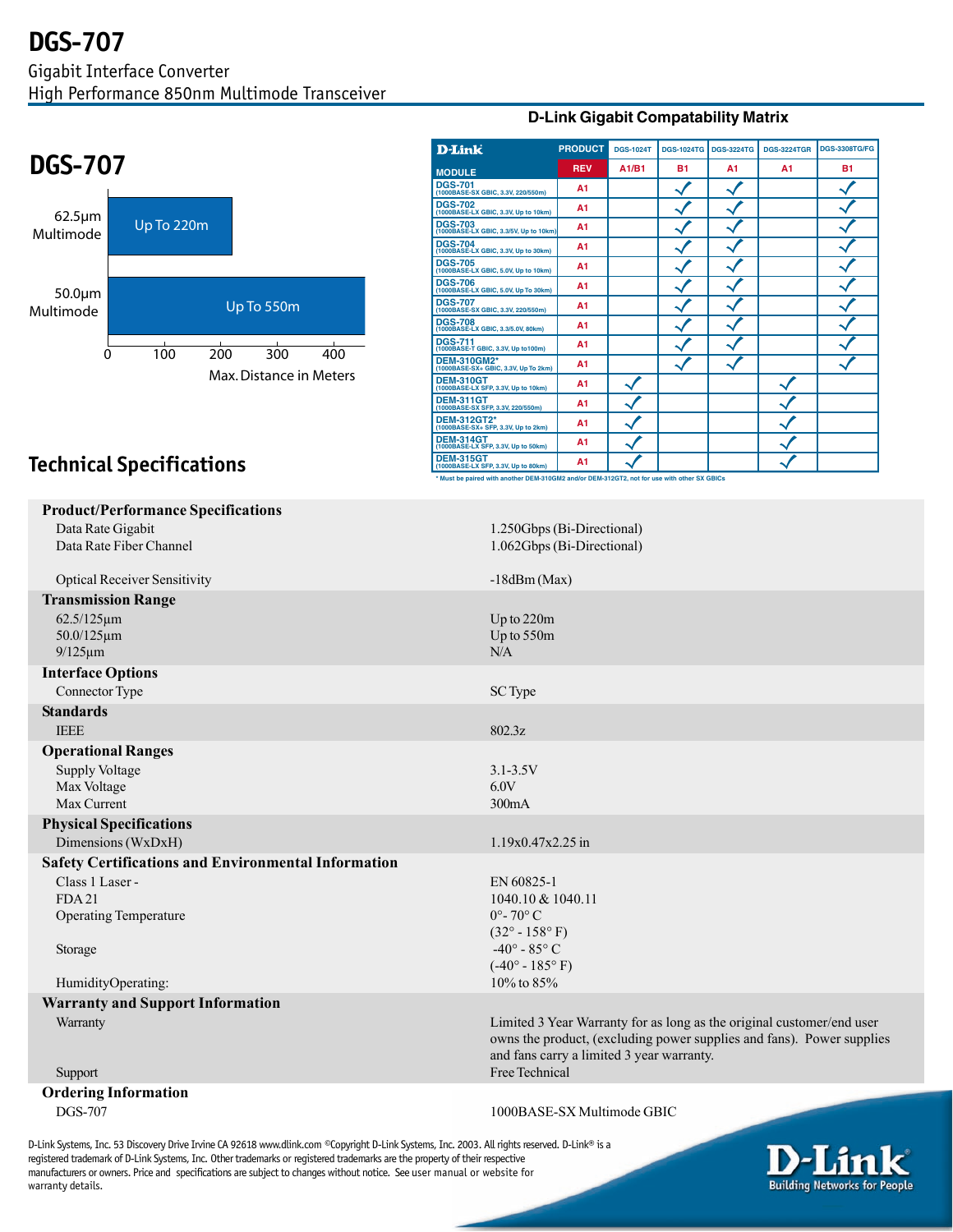# DGS-707

Gigabit Interface Converter
High Performance 850nm Multimode Transceiver

## DGS-707

62.5µm Multimode
Up To 220m
50.0µm Multimode
Up To 550m
0
100
200
300
400
Max. Distance in Meters

### D-Link Gigabit Compatability Matrix

| MODULE | PRODUCT / REV | DGS-1024T A1/B1 | DGS-1024TG B1 | DGS-3224TG A1 | DGS-3224TGR A1 | DGS-3308TG/FG B1 |
|---|---|---|---|---|---|---|
| DGS-701 (1000BASE-SX GBIC, 3.3V, 220/550m) | A1 | | ✓ | ✓ | | ✓ |
| DGS-702 (1000BASE-LX GBIC, 3.3V, Up to 10km) | A1 | | ✓ | ✓ | | ✓ |
| DGS-703 (1000BASE-LX GBIC, 3.3/5V, Up to 10km) | A1 | | ✓ | ✓ | | ✓ |
| DGS-704 (1000BASE-LX GBIC, 3.3V, Up to 30km) | A1 | | ✓ | ✓ | | ✓ |
| DGS-705 (1000BASE-LX GBIC, 5.0V, Up to 10km) | A1 | | ✓ | ✓ | | ✓ |
| DGS-706 (1000BASE-LX GBIC, 5.0V, Up To 30km) | A1 | | ✓ | ✓ | | ✓ |
| DGS-707 (1000BASE-SX GBIC, 3.3V, 220/550m) | A1 | | ✓ | ✓ | | ✓ |
| DGS-708 (1000BASE-LX GBIC, 3.3/5.0V, 80km) | A1 | | ✓ | ✓ | | ✓ |
| DGS-711 (1000BASE-T GBIC, 3.3V, Up to100m) | A1 | | ✓ | ✓ | | ✓ |
| DEM-310GM2* (1000BASE-SX+ GBIC, 3.3V, Up To 2km) | A1 | | ✓ | ✓ | | ✓ |
| DEM-310GT (1000BASE-LX SFP, 3.3V, Up to 10km) | A1 | ✓ | | | ✓ | |
| DEM-311GT (1000BASE-SX SFP, 3.3V, 220/550m) | A1 | ✓ | | | ✓ | |
| DEM-312GT2* (1000BASE-SX+ SFP, 3.3V, Up to 2km) | A1 | ✓ | | | ✓ | |
| DEM-314GT (1000BASE-LX SFP, 3.3V, Up to 50km) | A1 | ✓ | | | ✓ | |
| DEM-315GT (1000BASE-LX SFP, 3.3V, Up to 80km) | A1 | ✓ | | | ✓ | |

* Must be paired with another DEM-310GM2 and/or DEM-312GT2, not for use with other SX GBICs

## Technical Specifications

| | |
|---|---|
| **Product/Performance Specifications** | |
| Data Rate Gigabit | 1.250Gbps (Bi-Directional) |
| Data Rate Fiber Channel | 1.062Gbps (Bi-Directional) |
| Optical Receiver Sensitivity | -18dBm (Max) |
| **Transmission Range** | |
| 62.5/125µm | Up to 220m |
| 50.0/125µm | Up to 550m |
| 9/125µm | N/A |
| **Interface Options** | |
| Connector Type | SC Type |
| **Standards** | |
| IEEE | 802.3z |
| **Operational Ranges** | |
| Supply Voltage | 3.1-3.5V |
| Max Voltage | 6.0V |
| Max Current | 300mA |
| **Physical Specifications** | |
| Dimensions (WxDxH) | 1.19x0.47x2.25 in |
| **Safety Certifications and Environmental Information** | |
| Class 1 Laser - | EN 60825-1 |
| FDA 21 | 1040.10 & 1040.11 |
| Operating Temperature | 0°- 70° C (32° - 158° F) |
| Storage | -40° - 85° C (-40° - 185° F) |
| HumidityOperating: | 10% to 85% |
| **Warranty and Support Information** | |
| Warranty | Limited 3 Year Warranty for as long as the original customer/end user owns the product, (excluding power supplies and fans). Power supplies and fans carry a limited 3 year warranty. |
| Support | Free Technical |
| **Ordering Information** | |
| DGS-707 | 1000BASE-SX Multimode GBIC |

D-Link Systems, Inc. 53 Discovery Drive Irvine CA 92618 www.dlink.com ©Copyright D-Link Systems, Inc. 2003. All rights reserved. D-Link® is a registered trademark of D-Link Systems, Inc. Other trademarks or registered trademarks are the property of their respective manufacturers or owners. Price and specifications are subject to changes without notice. See user manual or website for warranty details.

D-Link
Building Networks for People